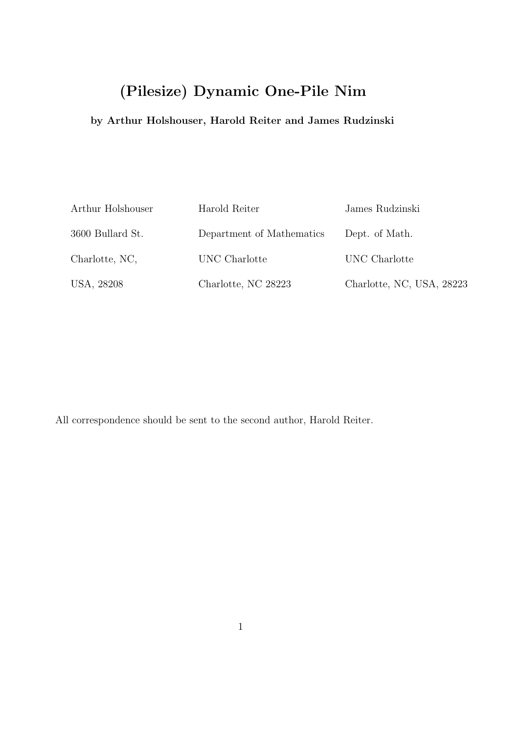# (Pilesize) Dynamic One-Pile Nim

**by Arthur Holshouser, Harold Reiter and James Rudzinski**

| Arthur Holshouser | Harold Reiter | James Rudzinski |
|---|---|---|
| 3600 Bullard St. | Department of Mathematics | Dept. of Math. |
| Charlotte, NC, | UNC Charlotte | UNC Charlotte |
| USA, 28208 | Charlotte, NC 28223 | Charlotte, NC, USA, 28223 |

All correspondence should be sent to the second author, Harold Reiter.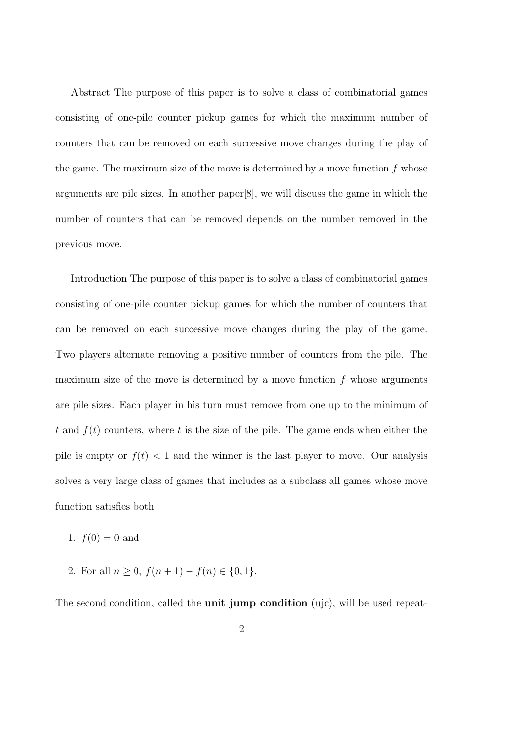<u>Abstract</u> The purpose of this paper is to solve a class of combinatorial games consisting of one-pile counter pickup games for which the maximum number of counters that can be removed on each successive move changes during the play of the game. The maximum size of the move is determined by a move function $f$ whose arguments are pile sizes. In another paper[8], we will discuss the game in which the number of counters that can be removed depends on the number removed in the previous move.

<u>Introduction</u> The purpose of this paper is to solve a class of combinatorial games consisting of one-pile counter pickup games for which the number of counters that can be removed on each successive move changes during the play of the game. Two players alternate removing a positive number of counters from the pile. The maximum size of the move is determined by a move function $f$ whose arguments are pile sizes. Each player in his turn must remove from one up to the minimum of $t$ and $f(t)$ counters, where $t$ is the size of the pile. The game ends when either the pile is empty or $f(t) < 1$ and the winner is the last player to move. Our analysis solves a very large class of games that includes as a subclass all games whose move function satisfies both

1. $f(0) = 0$ and
2. For all $n \geq 0$, $f(n+1) - f(n) \in \{0, 1\}$.

The second condition, called the **unit jump condition** (ujc), will be used repeat-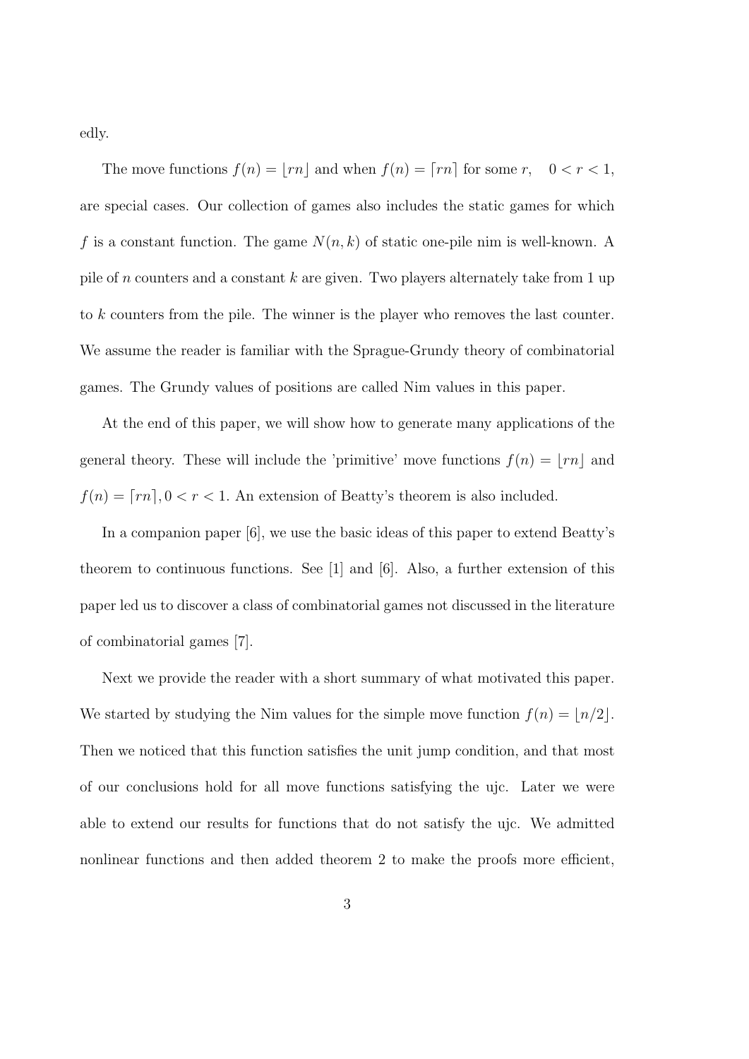edly.

The move functions $f(n) = \lfloor rn \rfloor$ and when $f(n) = \lceil rn \rceil$ for some $r, \quad 0 < r < 1$, are special cases. Our collection of games also includes the static games for which $f$ is a constant function. The game $N(n, k)$ of static one-pile nim is well-known. A pile of $n$ counters and a constant $k$ are given. Two players alternately take from 1 up to $k$ counters from the pile. The winner is the player who removes the last counter. We assume the reader is familiar with the Sprague-Grundy theory of combinatorial games. The Grundy values of positions are called Nim values in this paper.

At the end of this paper, we will show how to generate many applications of the general theory. These will include the 'primitive' move functions $f(n) = \lfloor rn \rfloor$ and $f(n) = \lceil rn \rceil, 0 < r < 1$. An extension of Beatty's theorem is also included.

In a companion paper [6], we use the basic ideas of this paper to extend Beatty's theorem to continuous functions. See [1] and [6]. Also, a further extension of this paper led us to discover a class of combinatorial games not discussed in the literature of combinatorial games [7].

Next we provide the reader with a short summary of what motivated this paper. We started by studying the Nim values for the simple move function $f(n) = \lfloor n/2 \rfloor$. Then we noticed that this function satisfies the unit jump condition, and that most of our conclusions hold for all move functions satisfying the ujc. Later we were able to extend our results for functions that do not satisfy the ujc. We admitted nonlinear functions and then added theorem 2 to make the proofs more efficient,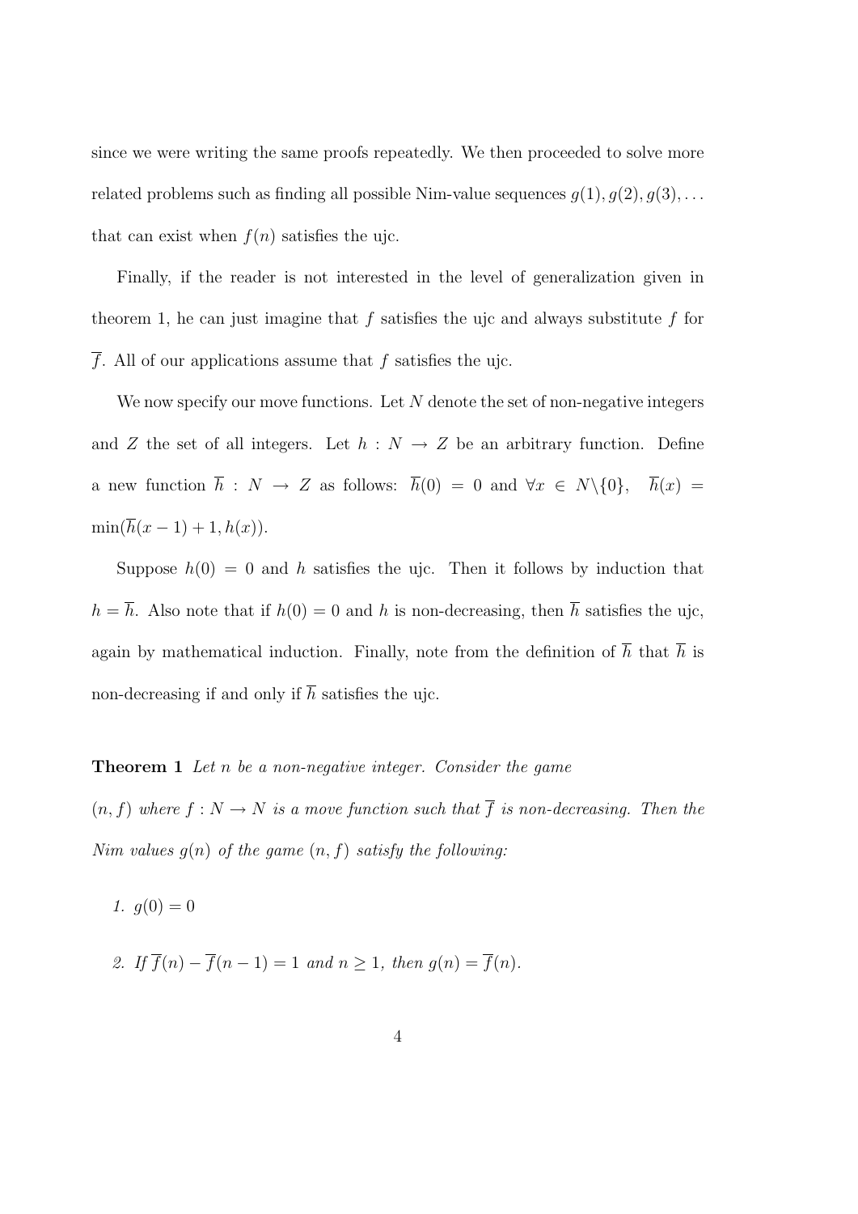since we were writing the same proofs repeatedly. We then proceeded to solve more related problems such as finding all possible Nim-value sequences $g(1), g(2), g(3), \ldots$ that can exist when $f(n)$ satisfies the ujc.

Finally, if the reader is not interested in the level of generalization given in theorem 1, he can just imagine that $f$ satisfies the ujc and always substitute $f$ for $\overline{f}$. All of our applications assume that $f$ satisfies the ujc.

We now specify our move functions. Let $N$ denote the set of non-negative integers and $Z$ the set of all integers. Let $h : N \rightarrow Z$ be an arbitrary function. Define a new function $\overline{h} : N \rightarrow Z$ as follows: $\overline{h}(0) = 0$ and $\forall x \in N \backslash \{0\}$, $\overline{h}(x) = \min(\overline{h}(x-1)+1, h(x))$.

Suppose $h(0) = 0$ and $h$ satisfies the ujc. Then it follows by induction that $h = \overline{h}$. Also note that if $h(0) = 0$ and $h$ is non-decreasing, then $\overline{h}$ satisfies the ujc, again by mathematical induction. Finally, note from the definition of $\overline{h}$ that $\overline{h}$ is non-decreasing if and only if $\overline{h}$ satisfies the ujc.

**Theorem 1** *Let $n$ be a non-negative integer. Consider the game $(n, f)$ where $f : N \rightarrow N$ is a move function such that $\overline{f}$ is non-decreasing. Then the Nim values $g(n)$ of the game $(n, f)$ satisfy the following:*

1. *$g(0) = 0$*

2. *If $\overline{f}(n) - \overline{f}(n-1) = 1$ and $n \geq 1$, then $g(n) = \overline{f}(n)$.*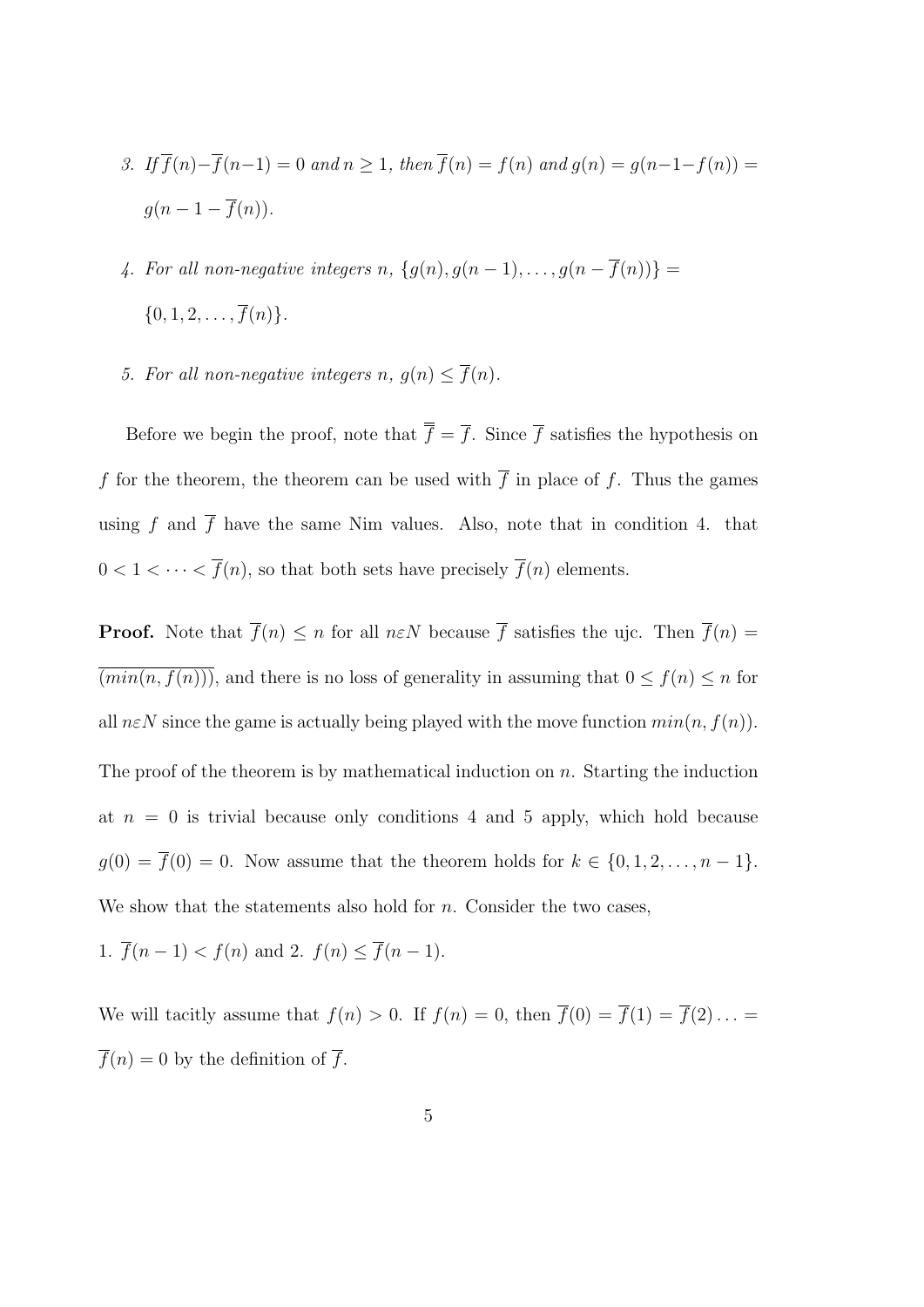3. *If* $\overline{f}(n) - \overline{f}(n-1) = 0$ *and* $n \geq 1$, *then* $\overline{f}(n) = f(n)$ *and* $g(n) = g(n-1-f(n)) = g(n-1-\overline{f}(n))$.

4. *For all non-negative integers* $n$, $\{g(n), g(n-1), \ldots, g(n-\overline{f}(n))\} = \{0, 1, 2, \ldots, \overline{f}(n)\}$.

5. *For all non-negative integers* $n$, $g(n) \leq \overline{f}(n)$.

Before we begin the proof, note that $\overline{\overline{f}} = \overline{f}$. Since $\overline{f}$ satisfies the hypothesis on $f$ for the theorem, the theorem can be used with $\overline{f}$ in place of $f$. Thus the games using $f$ and $\overline{f}$ have the same Nim values. Also, note that in condition 4. that $0 < 1 < \cdots < \overline{f}(n)$, so that both sets have precisely $\overline{f}(n)$ elements.

**Proof.** Note that $\overline{f}(n) \leq n$ for all $n \varepsilon N$ because $\overline{f}$ satisfies the ujc. Then $\overline{f}(n) = \overline{(min(n, f(n)))}$, and there is no loss of generality in assuming that $0 \leq f(n) \leq n$ for all $n \varepsilon N$ since the game is actually being played with the move function $min(n, f(n))$. The proof of the theorem is by mathematical induction on $n$. Starting the induction at $n = 0$ is trivial because only conditions 4 and 5 apply, which hold because $g(0) = \overline{f}(0) = 0$. Now assume that the theorem holds for $k \in \{0, 1, 2, \ldots, n-1\}$. We show that the statements also hold for $n$. Consider the two cases,

1. $\overline{f}(n-1) < f(n)$ and 2. $f(n) \leq \overline{f}(n-1)$.

We will tacitly assume that $f(n) > 0$. If $f(n) = 0$, then $\overline{f}(0) = \overline{f}(1) = \overline{f}(2) \ldots = \overline{f}(n) = 0$ by the definition of $\overline{f}$.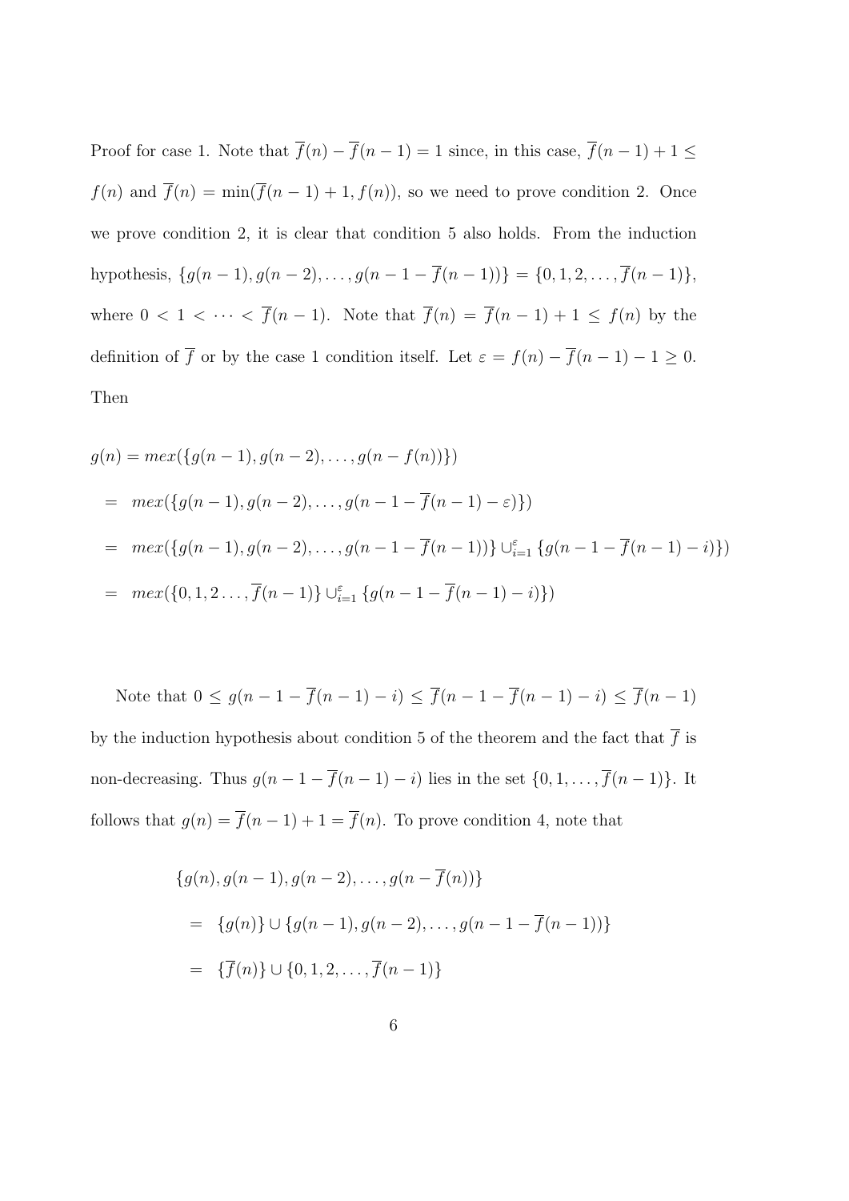Proof for case 1. Note that $\overline{f}(n) - \overline{f}(n-1) = 1$ since, in this case, $\overline{f}(n-1)+1 \leq f(n)$ and $\overline{f}(n) = \min(\overline{f}(n-1)+1, f(n))$, so we need to prove condition 2. Once we prove condition 2, it is clear that condition 5 also holds. From the induction hypothesis, $\{g(n-1), g(n-2), \ldots, g(n-1-\overline{f}(n-1))\} = \{0, 1, 2, \ldots, \overline{f}(n-1)\}$, where $0 < 1 < \cdots < \overline{f}(n-1)$. Note that $\overline{f}(n) = \overline{f}(n-1)+1 \leq f(n)$ by the definition of $\overline{f}$ or by the case 1 condition itself. Let $\varepsilon = f(n) - \overline{f}(n-1) - 1 \geq 0$. Then

$$
\begin{aligned}
g(n) &= mex(\{g(n-1), g(n-2), \ldots, g(n-f(n))\}) \\
&= mex(\{g(n-1), g(n-2), \ldots, g(n-1-\overline{f}(n-1)-\varepsilon)\}) \\
&= mex(\{g(n-1), g(n-2), \ldots, g(n-1-\overline{f}(n-1))\} \cup_{i=1}^{\varepsilon} \{g(n-1-\overline{f}(n-1)-i)\}) \\
&= mex(\{0, 1, 2 \ldots, \overline{f}(n-1)\} \cup_{i=1}^{\varepsilon} \{g(n-1-\overline{f}(n-1)-i)\})
\end{aligned}
$$

Note that $0 \leq g(n-1-\overline{f}(n-1)-i) \leq \overline{f}(n-1-\overline{f}(n-1)-i) \leq \overline{f}(n-1)$ by the induction hypothesis about condition 5 of the theorem and the fact that $\overline{f}$ is non-decreasing. Thus $g(n-1-\overline{f}(n-1)-i)$ lies in the set $\{0, 1, \ldots, \overline{f}(n-1)\}$. It follows that $g(n) = \overline{f}(n-1)+1 = \overline{f}(n)$. To prove condition 4, note that

$$
\begin{aligned}
&\{g(n), g(n-1), g(n-2), \ldots, g(n-\overline{f}(n))\} \\
&= \{g(n)\} \cup \{g(n-1), g(n-2), \ldots, g(n-1-\overline{f}(n-1))\} \\
&= \{\overline{f}(n)\} \cup \{0, 1, 2, \ldots, \overline{f}(n-1)\}
\end{aligned}
$$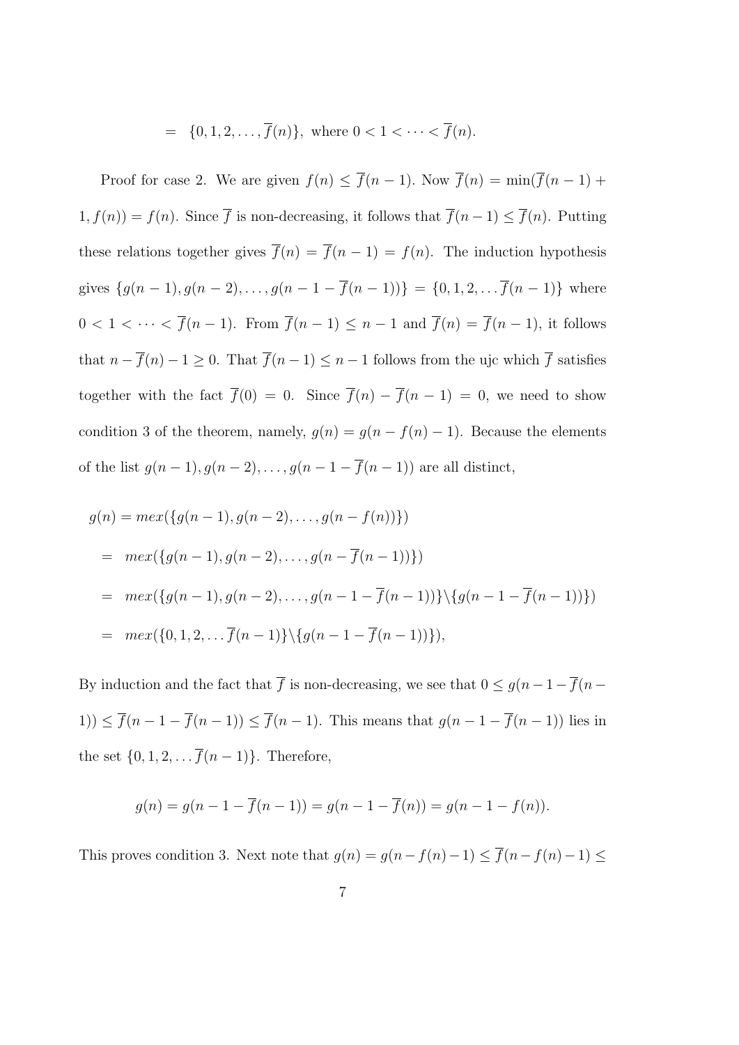$$= \ \{0, 1, 2, \ldots, \overline{f}(n)\}, \text{ where } 0 < 1 < \cdots < \overline{f}(n).$$

Proof for case 2. We are given $f(n) \leq \overline{f}(n-1)$. Now $\overline{f}(n) = \min(\overline{f}(n-1) + 1, f(n)) = f(n)$. Since $\overline{f}$ is non-decreasing, it follows that $\overline{f}(n-1) \leq \overline{f}(n)$. Putting these relations together gives $\overline{f}(n) = \overline{f}(n-1) = f(n)$. The induction hypothesis gives $\{g(n-1), g(n-2), \ldots, g(n-1-\overline{f}(n-1))\} = \{0, 1, 2, \ldots \overline{f}(n-1)\}$ where $0 < 1 < \cdots < \overline{f}(n-1)$. From $\overline{f}(n-1) \leq n-1$ and $\overline{f}(n) = \overline{f}(n-1)$, it follows that $n - \overline{f}(n) - 1 \geq 0$. That $\overline{f}(n-1) \leq n-1$ follows from the ujc which $\overline{f}$ satisfies together with the fact $\overline{f}(0) = 0$. Since $\overline{f}(n) - \overline{f}(n-1) = 0$, we need to show condition 3 of the theorem, namely, $g(n) = g(n - f(n) - 1)$. Because the elements of the list $g(n-1), g(n-2), \ldots, g(n-1-\overline{f}(n-1))$ are all distinct,

$$\begin{aligned}
g(n) &= mex(\{g(n-1), g(n-2), \ldots, g(n-f(n))\}) \\
&= \ mex(\{g(n-1), g(n-2), \ldots, g(n-\overline{f}(n-1))\}) \\
&= \ mex(\{g(n-1), g(n-2), \ldots, g(n-1-\overline{f}(n-1))\} \backslash \{g(n-1-\overline{f}(n-1))\}) \\
&= \ mex(\{0, 1, 2, \ldots \overline{f}(n-1)\} \backslash \{g(n-1-\overline{f}(n-1))\}),
\end{aligned}$$

By induction and the fact that $\overline{f}$ is non-decreasing, we see that $0 \leq g(n-1-\overline{f}(n-1)) \leq \overline{f}(n-1-\overline{f}(n-1)) \leq \overline{f}(n-1)$. This means that $g(n-1-\overline{f}(n-1))$ lies in the set $\{0, 1, 2, \ldots \overline{f}(n-1)\}$. Therefore,

$$g(n) = g(n-1-\overline{f}(n-1)) = g(n-1-\overline{f}(n)) = g(n-1-f(n)).$$

This proves condition 3. Next note that $g(n) = g(n-f(n)-1) \leq \overline{f}(n-f(n)-1) \leq$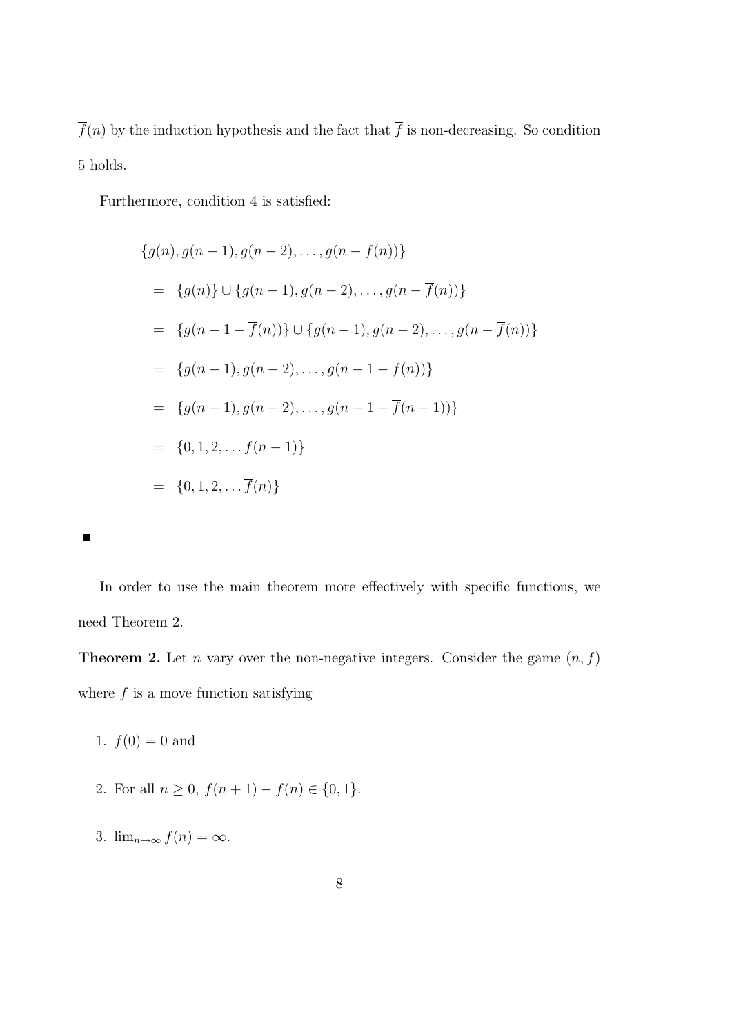$\overline{f}(n)$ by the induction hypothesis and the fact that $\overline{f}$ is non-decreasing. So condition 5 holds.

Furthermore, condition 4 is satisfied:

$$
\begin{aligned}
&\{g(n), g(n-1), g(n-2), \ldots, g(n-\overline{f}(n))\} \\
&= \{g(n)\} \cup \{g(n-1), g(n-2), \ldots, g(n-\overline{f}(n))\} \\
&= \{g(n-1-\overline{f}(n))\} \cup \{g(n-1), g(n-2), \ldots, g(n-\overline{f}(n))\} \\
&= \{g(n-1), g(n-2), \ldots, g(n-1-\overline{f}(n))\} \\
&= \{g(n-1), g(n-2), \ldots, g(n-1-\overline{f}(n-1))\} \\
&= \{0, 1, 2, \ldots \overline{f}(n-1)\} \\
&= \{0, 1, 2, \ldots \overline{f}(n)\}
\end{aligned}
$$

■

In order to use the main theorem more effectively with specific functions, we need Theorem 2.

**Theorem 2.** Let $n$ vary over the non-negative integers. Consider the game $(n, f)$ where $f$ is a move function satisfying

1. $f(0) = 0$ and
2. For all $n \geq 0$, $f(n+1) - f(n) \in \{0, 1\}$.
3. $\lim_{n\to\infty} f(n) = \infty$.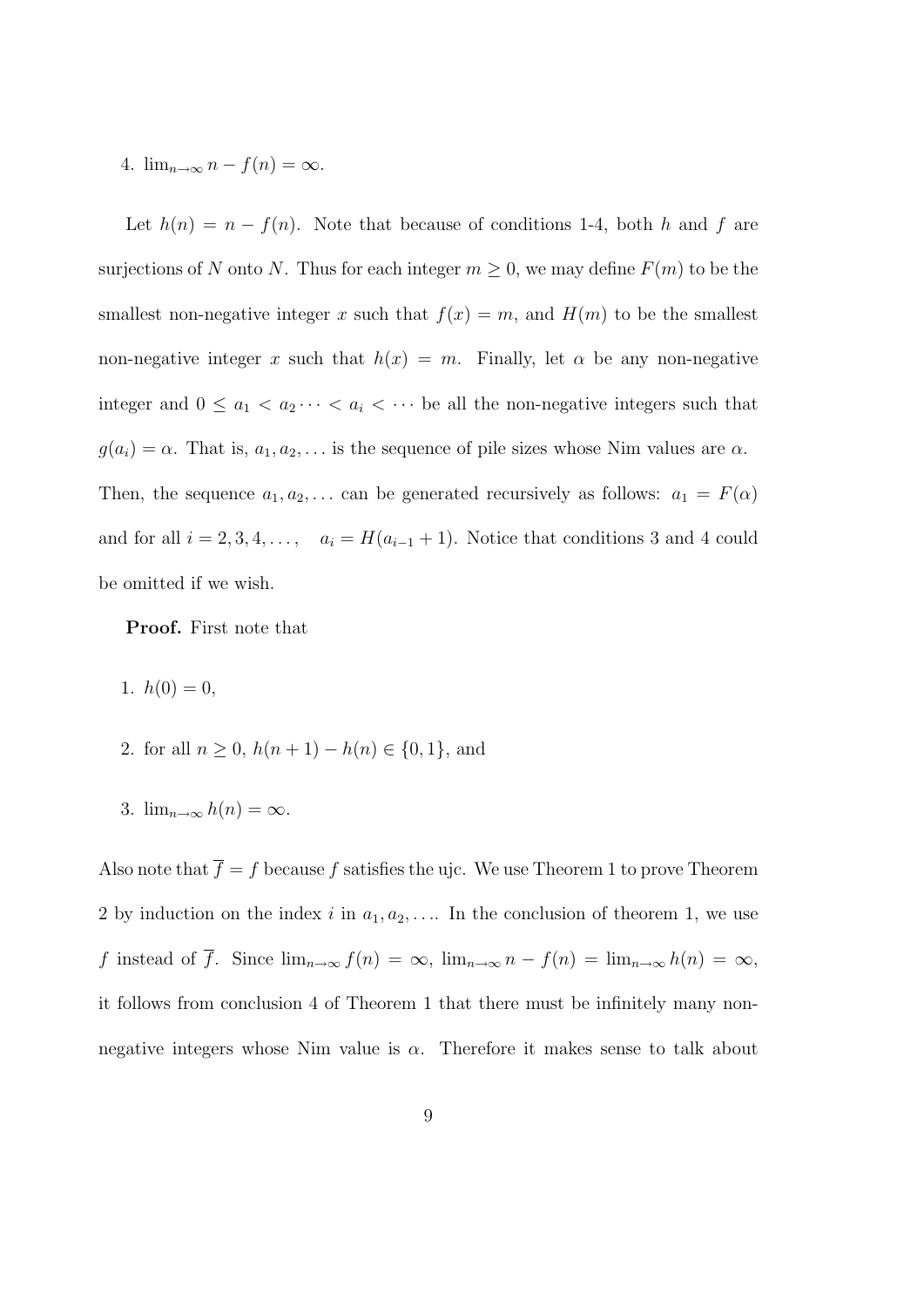4. $\lim_{n\to\infty} n - f(n) = \infty$.

Let $h(n) = n - f(n)$. Note that because of conditions 1-4, both $h$ and $f$ are surjections of $N$ onto $N$. Thus for each integer $m \geq 0$, we may define $F(m)$ to be the smallest non-negative integer $x$ such that $f(x) = m$, and $H(m)$ to be the smallest non-negative integer $x$ such that $h(x) = m$. Finally, let $\alpha$ be any non-negative integer and $0 \leq a_1 < a_2 \cdots < a_i < \cdots$ be all the non-negative integers such that $g(a_i) = \alpha$. That is, $a_1, a_2, \ldots$ is the sequence of pile sizes whose Nim values are $\alpha$. Then, the sequence $a_1, a_2, \ldots$ can be generated recursively as follows: $a_1 = F(\alpha)$ and for all $i = 2, 3, 4, \ldots,\quad a_i = H(a_{i-1} + 1)$. Notice that conditions 3 and 4 could be omitted if we wish.

**Proof.** First note that

1. $h(0) = 0$,
2. for all $n \geq 0$, $h(n+1) - h(n) \in \{0, 1\}$, and
3. $\lim_{n\to\infty} h(n) = \infty$.

Also note that $\overline{f} = f$ because $f$ satisfies the ujc. We use Theorem 1 to prove Theorem 2 by induction on the index $i$ in $a_1, a_2, \ldots$. In the conclusion of theorem 1, we use $f$ instead of $\overline{f}$. Since $\lim_{n\to\infty} f(n) = \infty$, $\lim_{n\to\infty} n - f(n) = \lim_{n\to\infty} h(n) = \infty$, it follows from conclusion 4 of Theorem 1 that there must be infinitely many non-negative integers whose Nim value is $\alpha$. Therefore it makes sense to talk about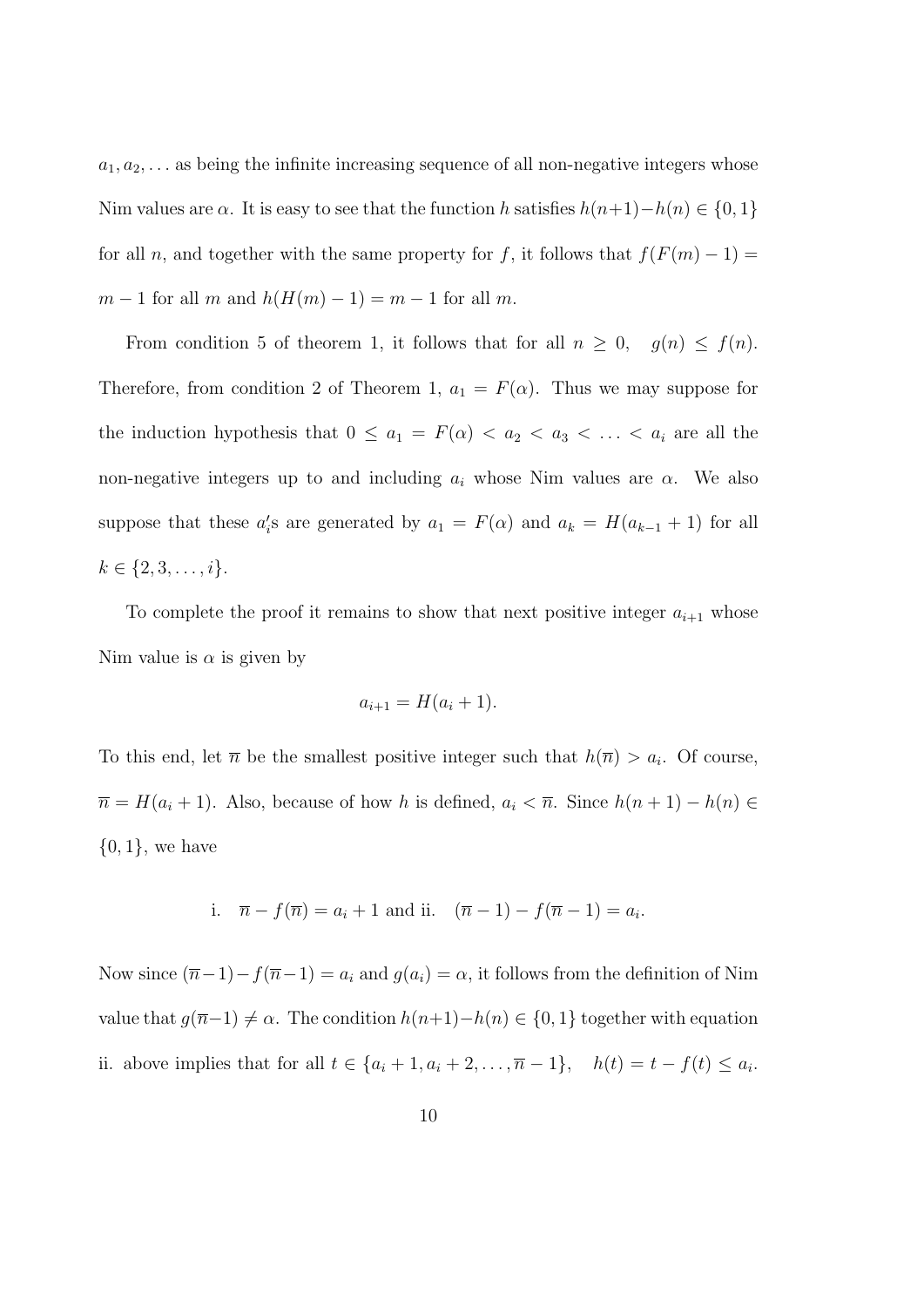$a_1, a_2, \ldots$ as being the infinite increasing sequence of all non-negative integers whose Nim values are $\alpha$. It is easy to see that the function $h$ satisfies $h(n+1)-h(n) \in \{0,1\}$ for all $n$, and together with the same property for $f$, it follows that $f(F(m)-1) = m-1$ for all $m$ and $h(H(m)-1) = m-1$ for all $m$.

From condition 5 of theorem 1, it follows that for all $n \geq 0, \quad g(n) \leq f(n)$. Therefore, from condition 2 of Theorem 1, $a_1 = F(\alpha)$. Thus we may suppose for the induction hypothesis that $0 \leq a_1 = F(\alpha) < a_2 < a_3 < \ldots < a_i$ are all the non-negative integers up to and including $a_i$ whose Nim values are $\alpha$. We also suppose that these $a_i'$s are generated by $a_1 = F(\alpha)$ and $a_k = H(a_{k-1}+1)$ for all $k \in \{2, 3, \ldots, i\}$.

To complete the proof it remains to show that next positive integer $a_{i+1}$ whose Nim value is $\alpha$ is given by

$$a_{i+1} = H(a_i + 1).$$

To this end, let $\overline{n}$ be the smallest positive integer such that $h(\overline{n}) > a_i$. Of course, $\overline{n} = H(a_i+1)$. Also, because of how $h$ is defined, $a_i < \overline{n}$. Since $h(n+1) - h(n) \in \{0,1\}$, we have

$$\text{i.} \quad \overline{n} - f(\overline{n}) = a_i + 1 \text{ and ii.} \quad (\overline{n}-1) - f(\overline{n}-1) = a_i.$$

Now since $(\overline{n}-1) - f(\overline{n}-1) = a_i$ and $g(a_i) = \alpha$, it follows from the definition of Nim value that $g(\overline{n}-1) \neq \alpha$. The condition $h(n+1)-h(n) \in \{0,1\}$ together with equation ii. above implies that for all $t \in \{a_i+1, a_i+2, \ldots, \overline{n}-1\}, \quad h(t) = t - f(t) \leq a_i$.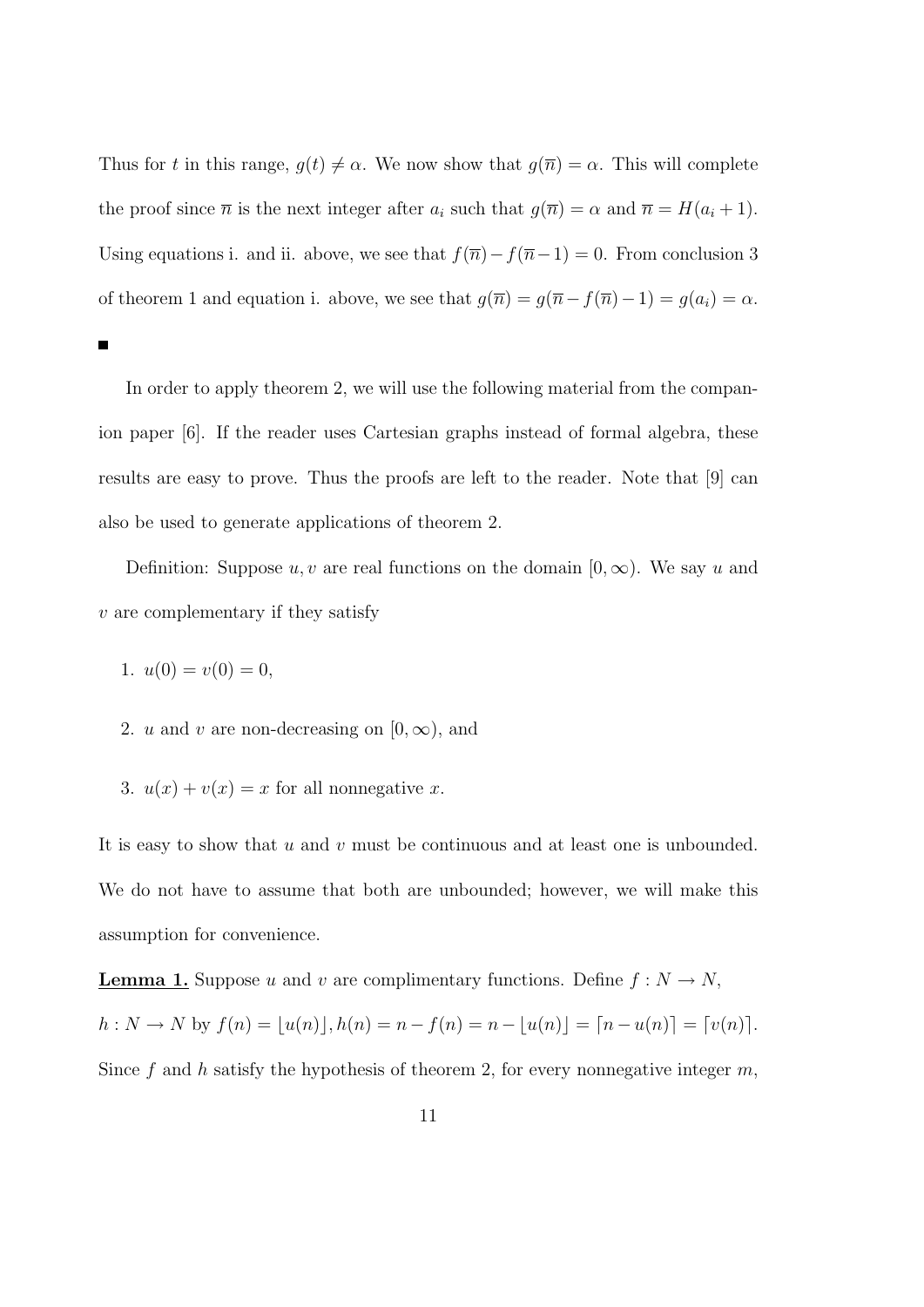Thus for $t$ in this range, $g(t) \neq \alpha$. We now show that $g(\overline{n}) = \alpha$. This will complete the proof since $\overline{n}$ is the next integer after $a_i$ such that $g(\overline{n}) = \alpha$ and $\overline{n} = H(a_i + 1)$. Using equations i. and ii. above, we see that $f(\overline{n}) - f(\overline{n} - 1) = 0$. From conclusion 3 of theorem 1 and equation i. above, we see that $g(\overline{n}) = g(\overline{n} - f(\overline{n}) - 1) = g(a_i) = \alpha$.

■

In order to apply theorem 2, we will use the following material from the companion paper [6]. If the reader uses Cartesian graphs instead of formal algebra, these results are easy to prove. Thus the proofs are left to the reader. Note that [9] can also be used to generate applications of theorem 2.

Definition: Suppose $u, v$ are real functions on the domain $[0, \infty)$. We say $u$ and $v$ are complementary if they satisfy

1. $u(0) = v(0) = 0$,
2. $u$ and $v$ are non-decreasing on $[0, \infty)$, and
3. $u(x) + v(x) = x$ for all nonnegative $x$.

It is easy to show that $u$ and $v$ must be continuous and at least one is unbounded. We do not have to assume that both are unbounded; however, we will make this assumption for convenience.

**Lemma 1.** Suppose $u$ and $v$ are complimentary functions. Define $f : N \to N$, $h : N \to N$ by $f(n) = \lfloor u(n) \rfloor, h(n) = n - f(n) = n - \lfloor u(n) \rfloor = \lceil n - u(n) \rceil = \lceil v(n) \rceil$. Since $f$ and $h$ satisfy the hypothesis of theorem 2, for every nonnegative integer $m$,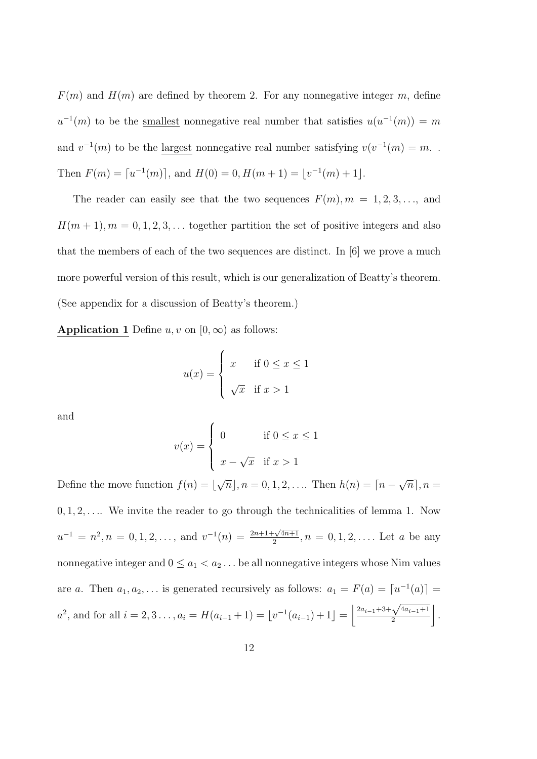$F(m)$ and $H(m)$ are defined by theorem 2. For any nonnegative integer $m$, define $u^{-1}(m)$ to be the smallest nonnegative real number that satisfies $u(u^{-1}(m)) = m$ and $v^{-1}(m)$ to be the largest nonnegative real number satisfying $v(v^{-1}(m) = m$. . Then $F(m) = \lceil u^{-1}(m) \rceil$, and $H(0) = 0, H(m+1) = \lfloor v^{-1}(m) + 1 \rfloor$.

The reader can easily see that the two sequences $F(m), m = 1, 2, 3, \ldots$, and $H(m+1), m = 0, 1, 2, 3, \ldots$ together partition the set of positive integers and also that the members of each of the two sequences are distinct. In [6] we prove a much more powerful version of this result, which is our generalization of Beatty's theorem. (See appendix for a discussion of Beatty's theorem.)

**Application 1** Define $u, v$ on $[0, \infty)$ as follows:

$$u(x) = \begin{cases} x & \text{if } 0 \leq x \leq 1 \\ \sqrt{x} & \text{if } x > 1 \end{cases}$$

and

$$v(x) = \begin{cases} 0 & \text{if } 0 \leq x \leq 1 \\ x - \sqrt{x} & \text{if } x > 1 \end{cases}$$

Define the move function $f(n) = \lfloor \sqrt{n} \rfloor, n = 0, 1, 2, \ldots$. Then $h(n) = \lceil n - \sqrt{n} \rceil, n = 0, 1, 2, \ldots$. We invite the reader to go through the technicalities of lemma 1. Now $u^{-1} = n^2, n = 0, 1, 2, \ldots$, and $v^{-1}(n) = \frac{2n+1+\sqrt{4n+1}}{2}, n = 0, 1, 2, \ldots$. Let $a$ be any nonnegative integer and $0 \leq a_1 < a_2 \ldots$ be all nonnegative integers whose Nim values are $a$. Then $a_1, a_2, \ldots$ is generated recursively as follows: $a_1 = F(a) = \lceil u^{-1}(a) \rceil = a^2$, and for all $i = 2, 3 \ldots, a_i = H(a_{i-1}+1) = \lfloor v^{-1}(a_{i-1}) + 1 \rfloor = \left\lfloor \frac{2a_{i-1}+3+\sqrt{4a_{i-1}+1}}{2} \right\rfloor$.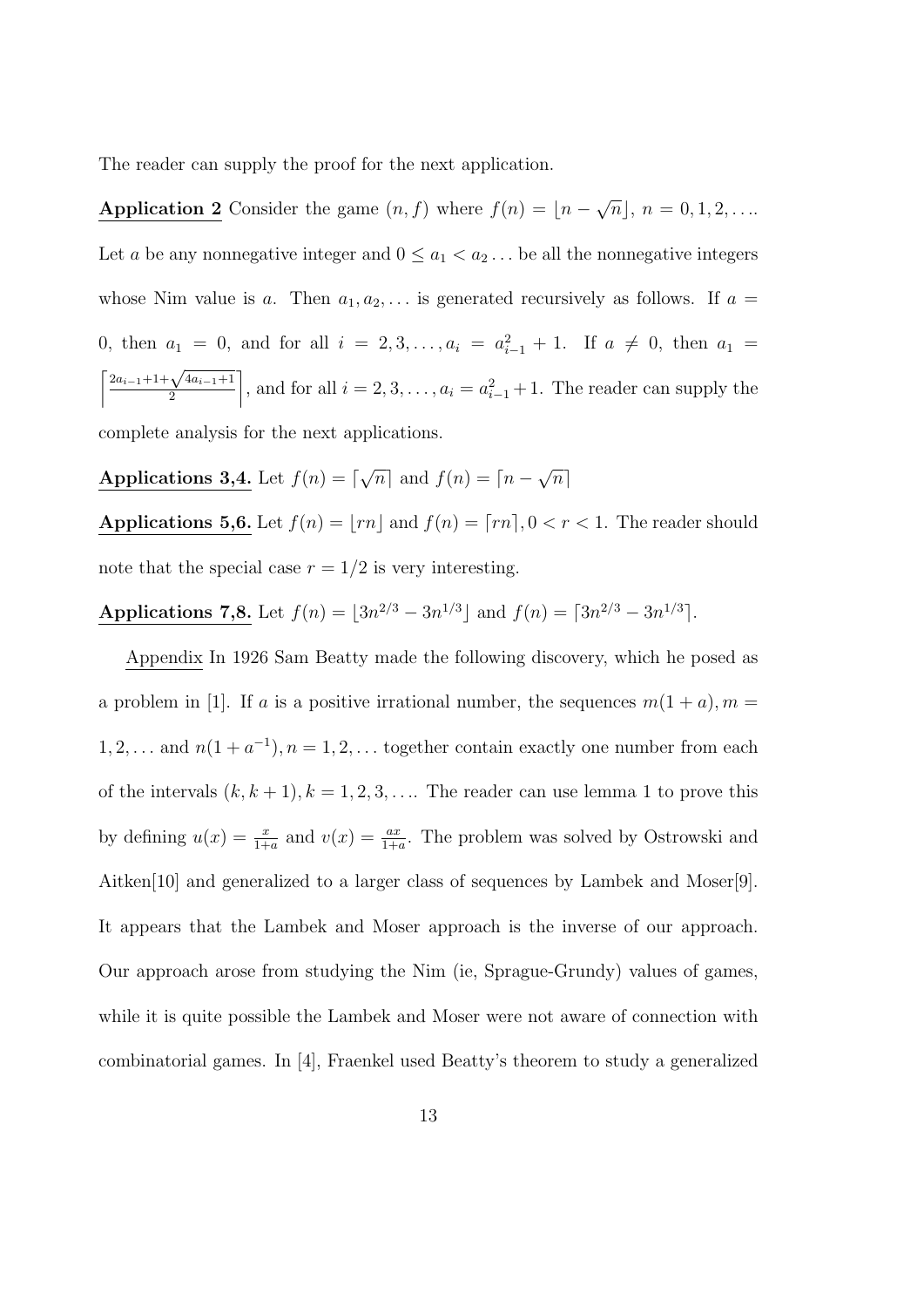The reader can supply the proof for the next application.

**Application 2** Consider the game $(n, f)$ where $f(n) = \lfloor n - \sqrt{n} \rfloor$, $n = 0, 1, 2, \ldots$. Let $a$ be any nonnegative integer and $0 \leq a_1 < a_2 \ldots$ be all the nonnegative integers whose Nim value is $a$. Then $a_1, a_2, \ldots$ is generated recursively as follows. If $a = 0$, then $a_1 = 0$, and for all $i = 2, 3, \ldots, a_i = a_{i-1}^2 + 1$. If $a \neq 0$, then $a_1 = \left\lceil \frac{2a_{i-1}+1+\sqrt{4a_{i-1}+1}}{2} \right\rceil$, and for all $i = 2, 3, \ldots, a_i = a_{i-1}^2 + 1$. The reader can supply the complete analysis for the next applications.

**Applications 3,4.** Let $f(n) = \lceil \sqrt{n} \rceil$ and $f(n) = \lceil n - \sqrt{n} \rceil$

**Applications 5,6.** Let $f(n) = \lfloor rn \rfloor$ and $f(n) = \lceil rn \rceil, 0 < r < 1$. The reader should note that the special case $r = 1/2$ is very interesting.

**Applications 7,8.** Let $f(n) = \lfloor 3n^{2/3} - 3n^{1/3} \rfloor$ and $f(n) = \lceil 3n^{2/3} - 3n^{1/3} \rceil$.

Appendix In 1926 Sam Beatty made the following discovery, which he posed as a problem in [1]. If $a$ is a positive irrational number, the sequences $m(1 + a), m = 1, 2, \ldots$ and $n(1 + a^{-1}), n = 1, 2, \ldots$ together contain exactly one number from each of the intervals $(k, k + 1), k = 1, 2, 3, \ldots$. The reader can use lemma 1 to prove this by defining $u(x) = \frac{x}{1+a}$ and $v(x) = \frac{ax}{1+a}$. The problem was solved by Ostrowski and Aitken[10] and generalized to a larger class of sequences by Lambek and Moser[9]. It appears that the Lambek and Moser approach is the inverse of our approach. Our approach arose from studying the Nim (ie, Sprague-Grundy) values of games, while it is quite possible the Lambek and Moser were not aware of connection with combinatorial games. In [4], Fraenkel used Beatty's theorem to study a generalized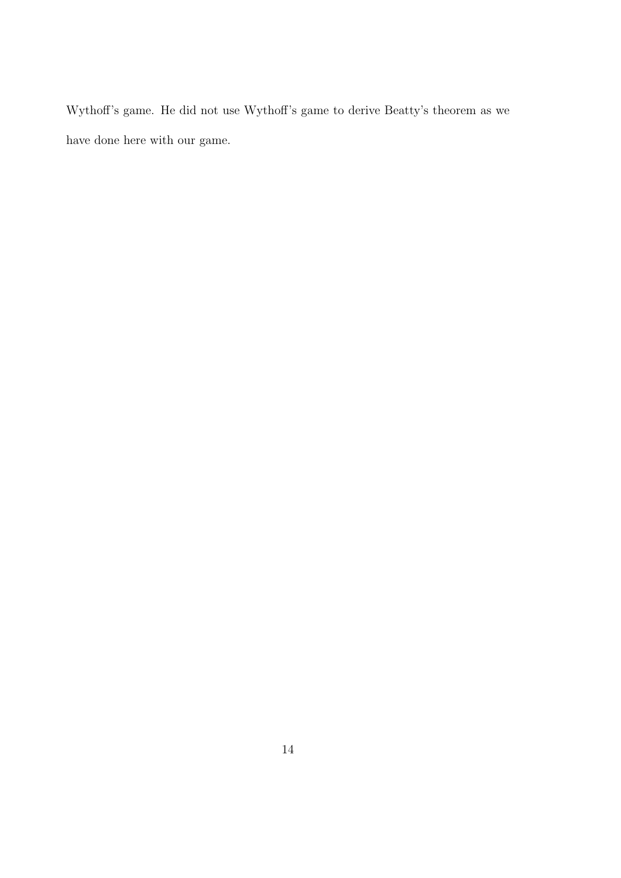Wythoff's game. He did not use Wythoff's game to derive Beatty's theorem as we have done here with our game.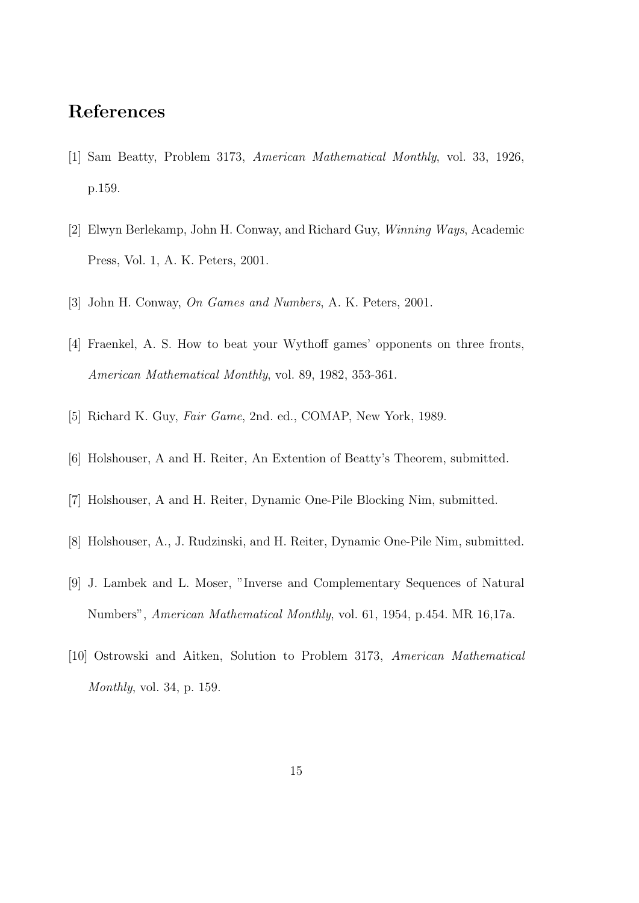## References

[1] Sam Beatty, Problem 3173, *American Mathematical Monthly*, vol. 33, 1926, p.159.

[2] Elwyn Berlekamp, John H. Conway, and Richard Guy, *Winning Ways*, Academic Press, Vol. 1, A. K. Peters, 2001.

[3] John H. Conway, *On Games and Numbers*, A. K. Peters, 2001.

[4] Fraenkel, A. S. How to beat your Wythoff games' opponents on three fronts, *American Mathematical Monthly*, vol. 89, 1982, 353-361.

[5] Richard K. Guy, *Fair Game*, 2nd. ed., COMAP, New York, 1989.

[6] Holshouser, A and H. Reiter, An Extention of Beatty's Theorem, submitted.

[7] Holshouser, A and H. Reiter, Dynamic One-Pile Blocking Nim, submitted.

[8] Holshouser, A., J. Rudzinski, and H. Reiter, Dynamic One-Pile Nim, submitted.

[9] J. Lambek and L. Moser, "Inverse and Complementary Sequences of Natural Numbers", *American Mathematical Monthly*, vol. 61, 1954, p.454. MR 16,17a.

[10] Ostrowski and Aitken, Solution to Problem 3173, *American Mathematical Monthly*, vol. 34, p. 159.